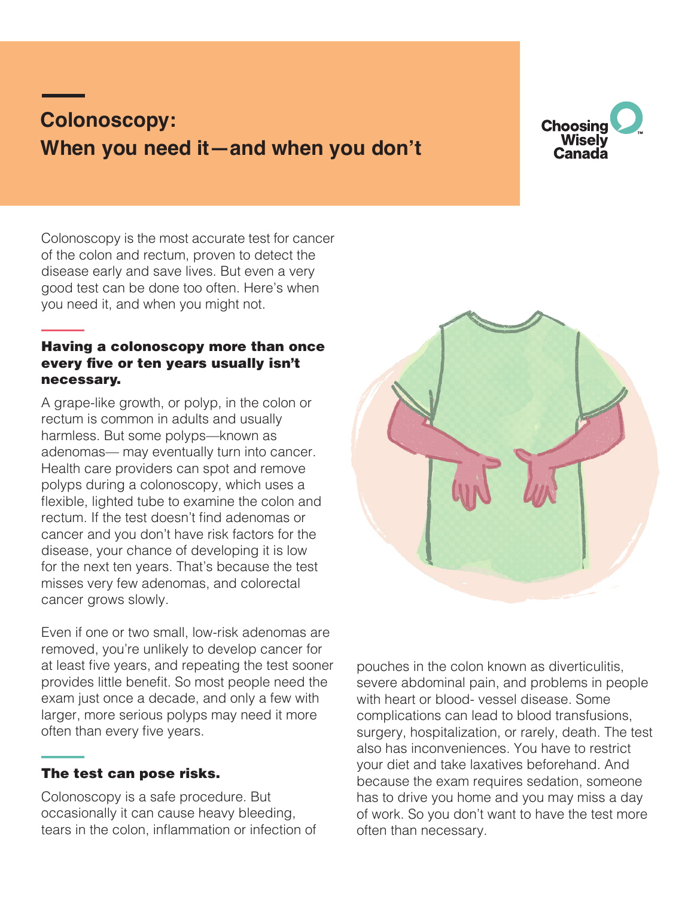# Colonoscopy: When you need it—and when you don't

Choosing Wisely Canada

Colonoscopy is the most accurate test for cancer of the colon and rectum, proven to detect the disease early and save lives. But even a very good test can be done too often. Here's when you need it, and when you might not.

## Having a colonoscopy more than once every five or ten years usually isn't necessary.

A grape-like growth, or polyp, in the colon or rectum is common in adults and usually harmless. But some polyps—known as adenomas— may eventually turn into cancer. Health care providers can spot and remove polyps during a colonoscopy, which uses a flexible, lighted tube to examine the colon and rectum. If the test doesn't find adenomas or cancer and you don't have risk factors for the disease, your chance of developing it is low for the next ten years. That's because the test misses very few adenomas, and colorectal cancer grows slowly.

Even if one or two small, low-risk adenomas are removed, you're unlikely to develop cancer for at least five years, and repeating the test sooner provides little benefit. So most people need the exam just once a decade, and only a few with larger, more serious polyps may need it more often than every five years.

## The test can pose risks.

Colonoscopy is a safe procedure. But occasionally it can cause heavy bleeding, tears in the colon, inflammation or infection of pouches in the colon known as diverticulitis, severe abdominal pain, and problems in people with heart or blood- vessel disease. Some complications can lead to blood transfusions, surgery, hospitalization, or rarely, death. The test also has inconveniences. You have to restrict your diet and take laxatives beforehand. And because the exam requires sedation, someone has to drive you home and you may miss a day of work. So you don't want to have the test more often than necessary.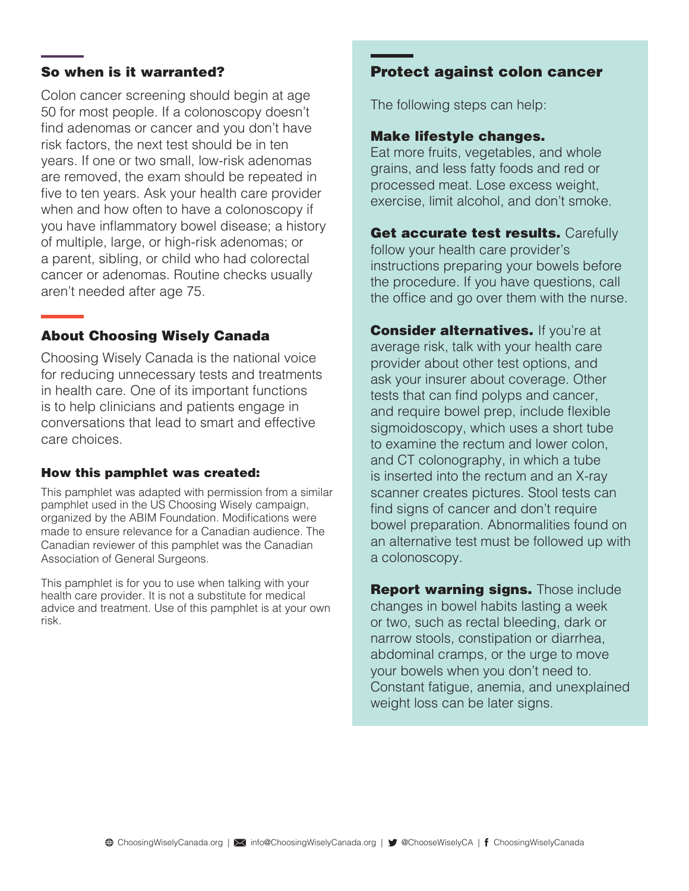## So when is it warranted?

Colon cancer screening should begin at age 50 for most people. If a colonoscopy doesn't find adenomas or cancer and you don't have risk factors, the next test should be in ten years. If one or two small, low-risk adenomas are removed, the exam should be repeated in five to ten years. Ask your health care provider when and how often to have a colonoscopy if you have inflammatory bowel disease; a history of multiple, large, or high-risk adenomas; or a parent, sibling, or child who had colorectal cancer or adenomas. Routine checks usually aren't needed after age 75.

## About Choosing Wisely Canada

Choosing Wisely Canada is the national voice for reducing unnecessary tests and treatments in health care. One of its important functions is to help clinicians and patients engage in conversations that lead to smart and effective care choices.

### How this pamphlet was created:

This pamphlet was adapted with permission from a similar pamphlet used in the US Choosing Wisely campaign, organized by the ABIM Foundation. Modifications were made to ensure relevance for a Canadian audience. The Canadian reviewer of this pamphlet was the Canadian Association of General Surgeons.

This pamphlet is for you to use when talking with your health care provider. It is not a substitute for medical advice and treatment. Use of this pamphlet is at your own risk.

## Protect against colon cancer

The following steps can help:

**Make lifestyle changes.** Eat more fruits, vegetables, and whole grains, and less fatty foods and red or processed meat. Lose excess weight, exercise, limit alcohol, and don't smoke.

**Get accurate test results.** Carefully follow your health care provider's instructions preparing your bowels before the procedure. If you have questions, call the office and go over them with the nurse.

**Consider alternatives.** If you're at average risk, talk with your health care provider about other test options, and ask your insurer about coverage. Other tests that can find polyps and cancer, and require bowel prep, include flexible sigmoidoscopy, which uses a short tube to examine the rectum and lower colon, and CT colonography, in which a tube is inserted into the rectum and an X-ray scanner creates pictures. Stool tests can find signs of cancer and don't require bowel preparation. Abnormalities found on an alternative test must be followed up with a colonoscopy.

**Report warning signs.** Those include changes in bowel habits lasting a week or two, such as rectal bleeding, dark or narrow stools, constipation or diarrhea, abdominal cramps, or the urge to move your bowels when you don't need to. Constant fatigue, anemia, and unexplained weight loss can be later signs.

ChoosingWiselyCanada.org | info@ChoosingWiselyCanada.org | @ChooseWiselyCA | ChoosingWiselyCanada